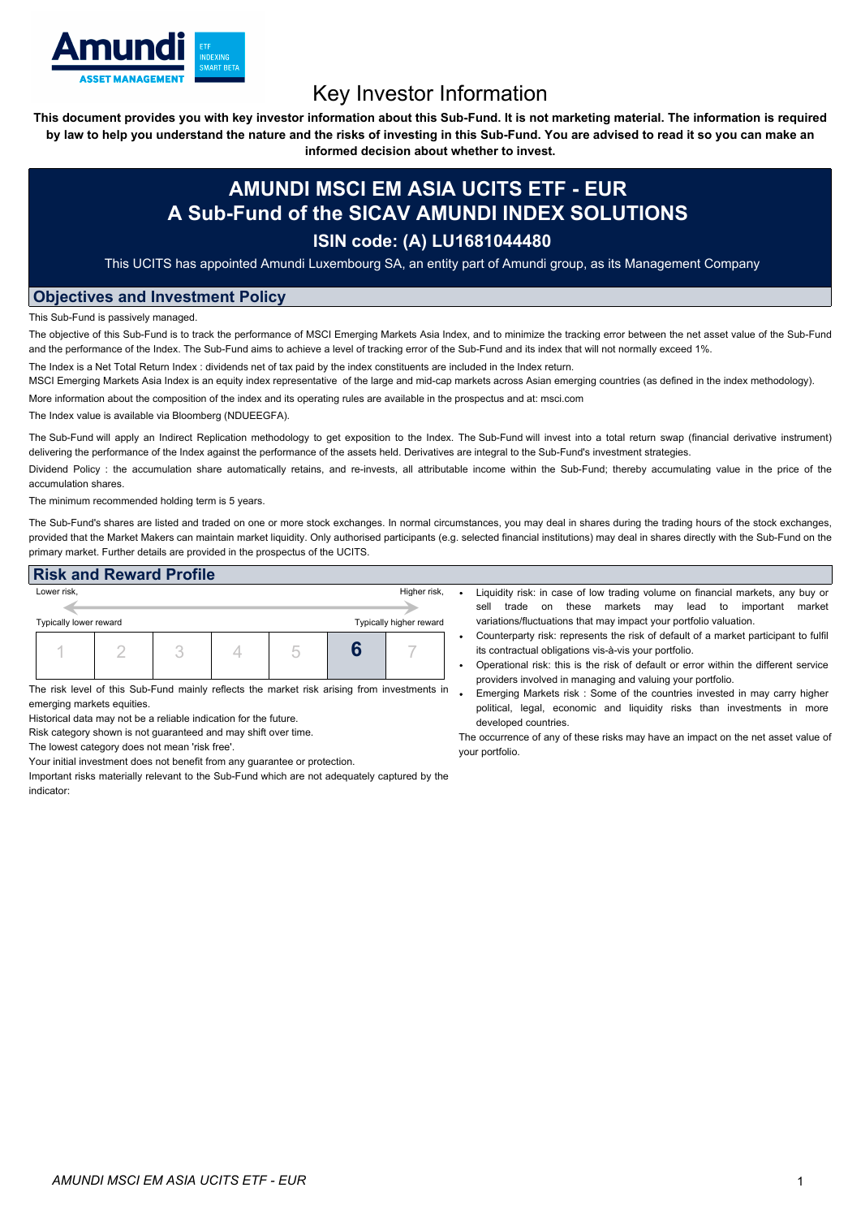Amundi ASSET MANAGEMENT — ETF INDEXING SMART BETA

# Key Investor Information

**This document provides you with key investor information about this Sub-Fund. It is not marketing material. The information is required by law to help you understand the nature and the risks of investing in this Sub-Fund. You are advised to read it so you can make an informed decision about whether to invest.**

## AMUNDI MSCI EM ASIA UCITS ETF - EUR
## A Sub-Fund of the SICAV AMUNDI INDEX SOLUTIONS
### ISIN code: (A) LU1681044480

This UCITS has appointed Amundi Luxembourg SA, an entity part of Amundi group, as its Management Company

## Objectives and Investment Policy

This Sub-Fund is passively managed.

The objective of this Sub-Fund is to track the performance of MSCI Emerging Markets Asia Index, and to minimize the tracking error between the net asset value of the Sub-Fund and the performance of the Index. The Sub-Fund aims to achieve a level of tracking error of the Sub-Fund and its index that will not normally exceed 1%.

The Index is a Net Total Return Index : dividends net of tax paid by the index constituents are included in the Index return.

MSCI Emerging Markets Asia Index is an equity index representative of the large and mid-cap markets across Asian emerging countries (as defined in the index methodology).

More information about the composition of the index and its operating rules are available in the prospectus and at: msci.com

The Index value is available via Bloomberg (NDUEEGFA).

The Sub-Fund will apply an Indirect Replication methodology to get exposition to the Index. The Sub-Fund will invest into a total return swap (financial derivative instrument) delivering the performance of the Index against the performance of the assets held. Derivatives are integral to the Sub-Fund's investment strategies.

Dividend Policy : the accumulation share automatically retains, and re-invests, all attributable income within the Sub-Fund; thereby accumulating value in the price of the accumulation shares.

The minimum recommended holding term is 5 years.

The Sub-Fund's shares are listed and traded on one or more stock exchanges. In normal circumstances, you may deal in shares during the trading hours of the stock exchanges, provided that the Market Makers can maintain market liquidity. Only authorised participants (e.g. selected financial institutions) may deal in shares directly with the Sub-Fund on the primary market. Further details are provided in the prospectus of the UCITS.

## Risk and Reward Profile

Lower risk, — Higher risk,

Typically lower reward — Typically higher reward

| 1 | 2 | 3 | 4 | 5 | **6** | 7 |
|---|---|---|---|---|---|---|

The risk level of this Sub-Fund mainly reflects the market risk arising from investments in emerging markets equities.

Historical data may not be a reliable indication for the future.

Risk category shown is not guaranteed and may shift over time.

The lowest category does not mean 'risk free'.

Your initial investment does not benefit from any guarantee or protection.

Important risks materially relevant to the Sub-Fund which are not adequately captured by the indicator:

- Liquidity risk: in case of low trading volume on financial markets, any buy or sell trade on these markets may lead to important market variations/fluctuations that may impact your portfolio valuation.
- Counterparty risk: represents the risk of default of a market participant to fulfil its contractual obligations vis-à-vis your portfolio.
- Operational risk: this is the risk of default or error within the different service providers involved in managing and valuing your portfolio.
- Emerging Markets risk : Some of the countries invested in may carry higher political, legal, economic and liquidity risks than investments in more developed countries.

The occurrence of any of these risks may have an impact on the net asset value of your portfolio.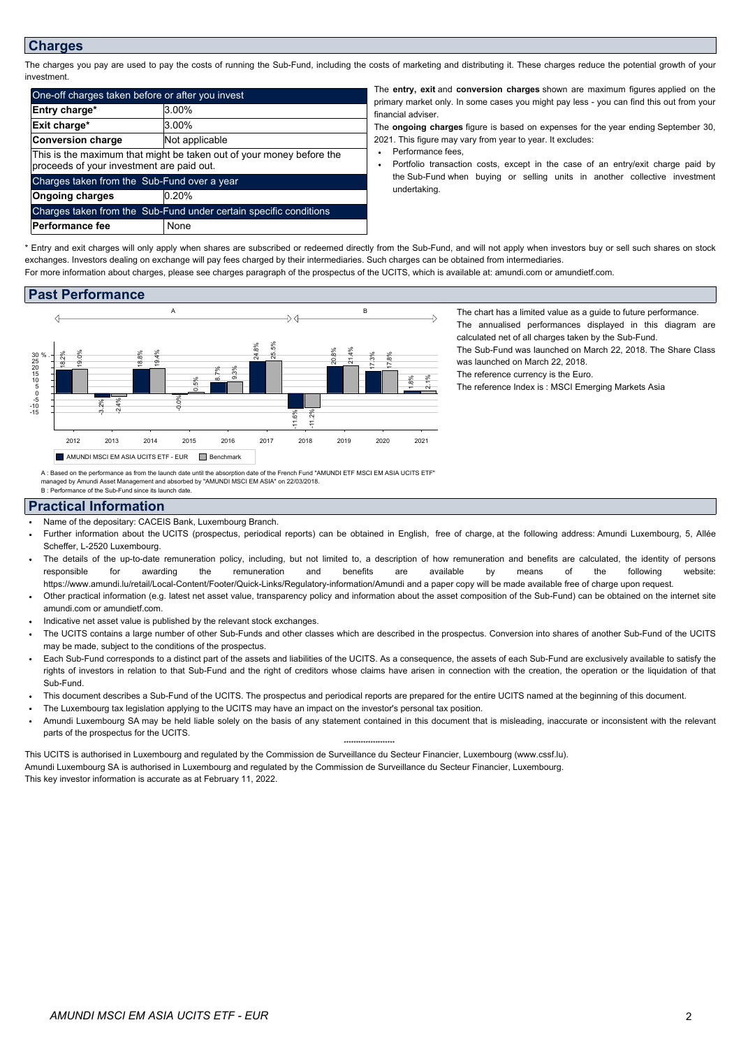## Charges

The charges you pay are used to pay the costs of running the Sub-Fund, including the costs of marketing and distributing it. These charges reduce the potential growth of your investment.

| One-off charges taken before or after you invest | |
|---|---|
| **Entry charge*** | 3.00% |
| **Exit charge*** | 3.00% |
| **Conversion charge** | Not applicable |
| This is the maximum that might be taken out of your money before the proceeds of your investment are paid out. | |
| Charges taken from the Sub-Fund over a year | |
| **Ongoing charges** | 0.20% |
| Charges taken from the Sub-Fund under certain specific conditions | |
| **Performance fee** | None |

The **entry, exit** and **conversion charges** shown are maximum figures applied on the primary market only. In some cases you might pay less - you can find this out from your financial adviser.

The **ongoing charges** figure is based on expenses for the year ending September 30, 2021. This figure may vary from year to year. It excludes:

- Performance fees,
- Portfolio transaction costs, except in the case of an entry/exit charge paid by the Sub-Fund when buying or selling units in another collective investment undertaking.

* Entry and exit charges will only apply when shares are subscribed or redeemed directly from the Sub-Fund, and will not apply when investors buy or sell such shares on stock exchanges. Investors dealing on exchange will pay fees charged by their intermediaries. Such charges can be obtained from intermediaries.
For more information about charges, please see charges paragraph of the prospectus of the UCITS, which is available at: amundi.com or amundietf.com.

## Past Performance

A
B

30 %
25
20
15
10
5
0
-5
-10
-15

18.2% 19.0%
-3.2% -2.4%
18.8% 19.4%
-0.0% 0.5%
8.7% 9.3%
24.8% 25.5%
-11.6% -11.2%
20.8% 21.4%
17.3% 17.8%
1.8% 2.1%

2012 2013 2014 2015 2016 2017 2018 2019 2020 2021

AMUNDI MSCI EM ASIA UCITS ETF - EUR
Benchmark

A : Based on the performance as from the launch date until the absorption date of the French Fund "AMUNDI ETF MSCI EM ASIA UCITS ETF" managed by Amundi Asset Management and absorbed by "AMUNDI MSCI EM ASIA" on 22/03/2018.
B : Performance of the Sub-Fund since its launch date.

The chart has a limited value as a guide to future performance.
The annualised performances displayed in this diagram are calculated net of all charges taken by the Sub-Fund.
The Sub-Fund was launched on March 22, 2018. The Share Class was launched on March 22, 2018.
The reference currency is the Euro.
The reference Index is : MSCI Emerging Markets Asia

## Practical Information

- Name of the depositary: CACEIS Bank, Luxembourg Branch.
- Further information about the UCITS (prospectus, periodical reports) can be obtained in English, free of charge, at the following address: Amundi Luxembourg, 5, Allée Scheffer, L-2520 Luxembourg.
- The details of the up-to-date remuneration policy, including, but not limited to, a description of how remuneration and benefits are calculated, the identity of persons responsible for awarding the remuneration and benefits are available by means of the following website: https://www.amundi.lu/retail/Local-Content/Footer/Quick-Links/Regulatory-information/Amundi and a paper copy will be made available free of charge upon request.
- Other practical information (e.g. latest net asset value, transparency policy and information about the asset composition of the Sub-Fund) can be obtained on the internet site amundi.com or amundietf.com.
- Indicative net asset value is published by the relevant stock exchanges.
- The UCITS contains a large number of other Sub-Funds and other classes which are described in the prospectus. Conversion into shares of another Sub-Fund of the UCITS may be made, subject to the conditions of the prospectus.
- Each Sub-Fund corresponds to a distinct part of the assets and liabilities of the UCITS. As a consequence, the assets of each Sub-Fund are exclusively available to satisfy the rights of investors in relation to that Sub-Fund and the right of creditors whose claims have arisen in connection with the creation, the operation or the liquidation of that Sub-Fund.
- This document describes a Sub-Fund of the UCITS. The prospectus and periodical reports are prepared for the entire UCITS named at the beginning of this document.
- The Luxembourg tax legislation applying to the UCITS may have an impact on the investor's personal tax position.
- Amundi Luxembourg SA may be held liable solely on the basis of any statement contained in this document that is misleading, inaccurate or inconsistent with the relevant parts of the prospectus for the UCITS.

********************

This UCITS is authorised in Luxembourg and regulated by the Commission de Surveillance du Secteur Financier, Luxembourg (www.cssf.lu).
Amundi Luxembourg SA is authorised in Luxembourg and regulated by the Commission de Surveillance du Secteur Financier, Luxembourg.
This key investor information is accurate as at February 11, 2022.